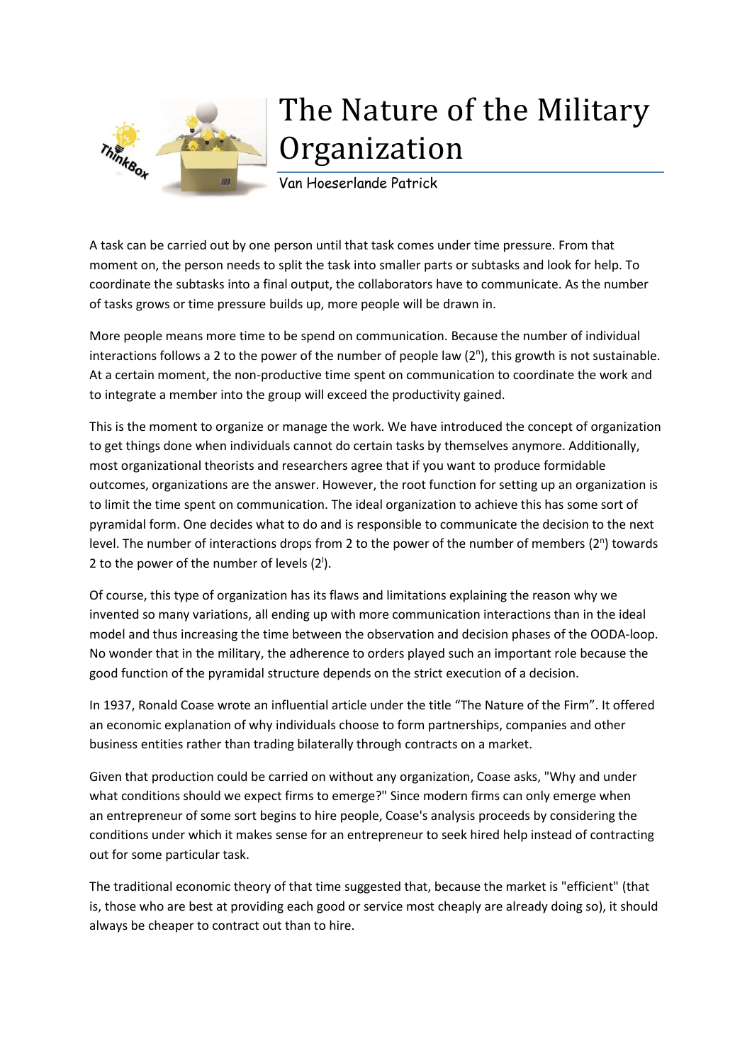# The Nature of the Military Organization

Van Hoeserlande Patrick

A task can be carried out by one person until that task comes under time pressure. From that moment on, the person needs to split the task into smaller parts or subtasks and look for help. To coordinate the subtasks into a final output, the collaborators have to communicate. As the number of tasks grows or time pressure builds up, more people will be drawn in.

More people means more time to be spend on communication. Because the number of individual interactions follows a 2 to the power of the number of people law ($2^n$), this growth is not sustainable. At a certain moment, the non-productive time spent on communication to coordinate the work and to integrate a member into the group will exceed the productivity gained.

This is the moment to organize or manage the work. We have introduced the concept of organization to get things done when individuals cannot do certain tasks by themselves anymore. Additionally, most organizational theorists and researchers agree that if you want to produce formidable outcomes, organizations are the answer. However, the root function for setting up an organization is to limit the time spent on communication. The ideal organization to achieve this has some sort of pyramidal form. One decides what to do and is responsible to communicate the decision to the next level. The number of interactions drops from 2 to the power of the number of members ($2^n$) towards 2 to the power of the number of levels ($2^l$).

Of course, this type of organization has its flaws and limitations explaining the reason why we invented so many variations, all ending up with more communication interactions than in the ideal model and thus increasing the time between the observation and decision phases of the OODA-loop. No wonder that in the military, the adherence to orders played such an important role because the good function of the pyramidal structure depends on the strict execution of a decision.

In 1937, Ronald Coase wrote an influential article under the title "The Nature of the Firm". It offered an economic explanation of why individuals choose to form partnerships, companies and other business entities rather than trading bilaterally through contracts on a market.

Given that production could be carried on without any organization, Coase asks, "Why and under what conditions should we expect firms to emerge?" Since modern firms can only emerge when an entrepreneur of some sort begins to hire people, Coase's analysis proceeds by considering the conditions under which it makes sense for an entrepreneur to seek hired help instead of contracting out for some particular task.

The traditional economic theory of that time suggested that, because the market is "efficient" (that is, those who are best at providing each good or service most cheaply are already doing so), it should always be cheaper to contract out than to hire.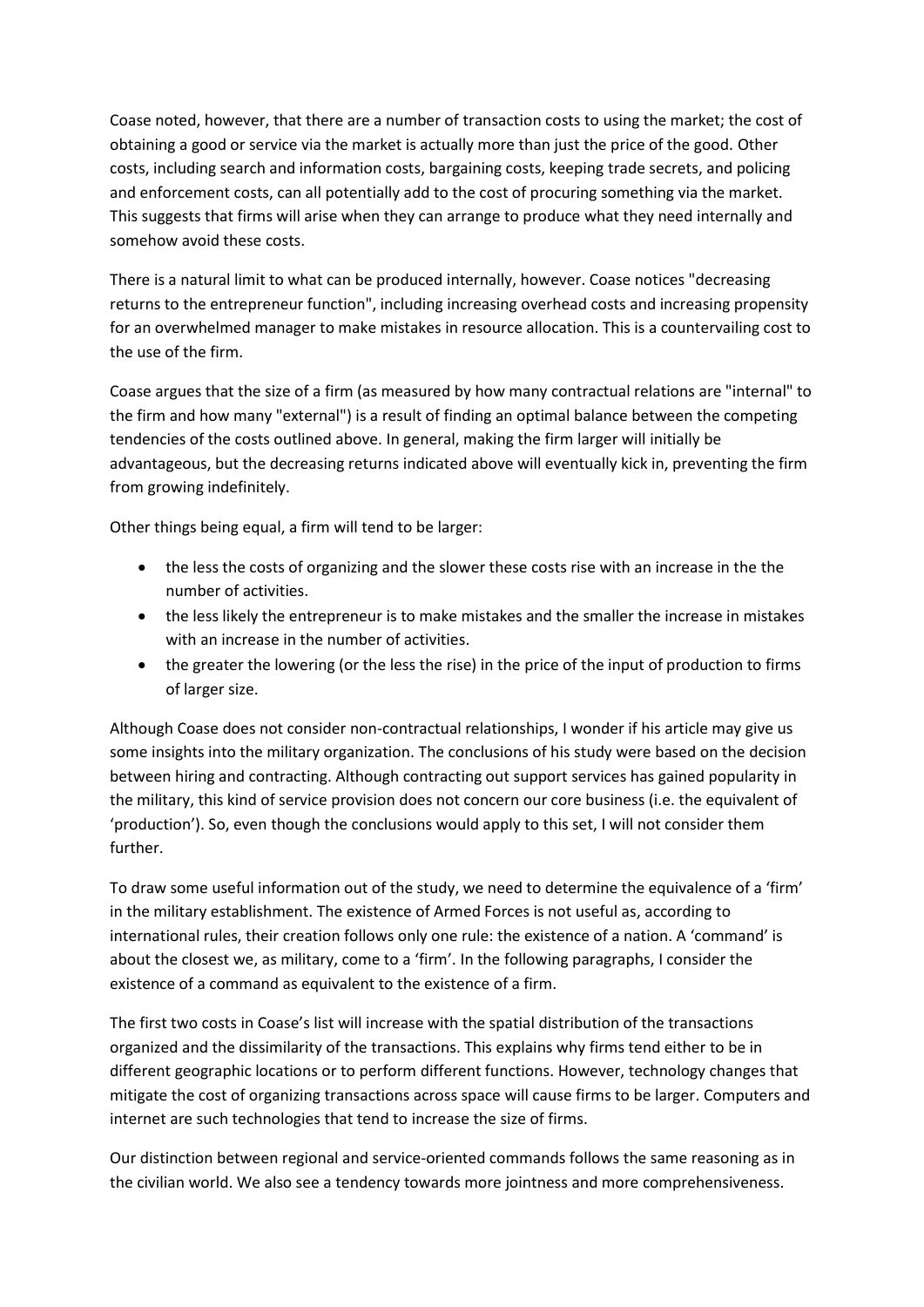Coase noted, however, that there are a number of transaction costs to using the market; the cost of obtaining a good or service via the market is actually more than just the price of the good. Other costs, including search and information costs, bargaining costs, keeping trade secrets, and policing and enforcement costs, can all potentially add to the cost of procuring something via the market. This suggests that firms will arise when they can arrange to produce what they need internally and somehow avoid these costs.

There is a natural limit to what can be produced internally, however. Coase notices "decreasing returns to the entrepreneur function", including increasing overhead costs and increasing propensity for an overwhelmed manager to make mistakes in resource allocation. This is a countervailing cost to the use of the firm.

Coase argues that the size of a firm (as measured by how many contractual relations are "internal" to the firm and how many "external") is a result of finding an optimal balance between the competing tendencies of the costs outlined above. In general, making the firm larger will initially be advantageous, but the decreasing returns indicated above will eventually kick in, preventing the firm from growing indefinitely.

Other things being equal, a firm will tend to be larger:

- the less the costs of organizing and the slower these costs rise with an increase in the the number of activities.
- the less likely the entrepreneur is to make mistakes and the smaller the increase in mistakes with an increase in the number of activities.
- the greater the lowering (or the less the rise) in the price of the input of production to firms of larger size.

Although Coase does not consider non-contractual relationships, I wonder if his article may give us some insights into the military organization. The conclusions of his study were based on the decision between hiring and contracting. Although contracting out support services has gained popularity in the military, this kind of service provision does not concern our core business (i.e. the equivalent of 'production'). So, even though the conclusions would apply to this set, I will not consider them further.

To draw some useful information out of the study, we need to determine the equivalence of a 'firm' in the military establishment. The existence of Armed Forces is not useful as, according to international rules, their creation follows only one rule: the existence of a nation. A 'command' is about the closest we, as military, come to a 'firm'. In the following paragraphs, I consider the existence of a command as equivalent to the existence of a firm.

The first two costs in Coase's list will increase with the spatial distribution of the transactions organized and the dissimilarity of the transactions. This explains why firms tend either to be in different geographic locations or to perform different functions. However, technology changes that mitigate the cost of organizing transactions across space will cause firms to be larger. Computers and internet are such technologies that tend to increase the size of firms.

Our distinction between regional and service-oriented commands follows the same reasoning as in the civilian world. We also see a tendency towards more jointness and more comprehensiveness.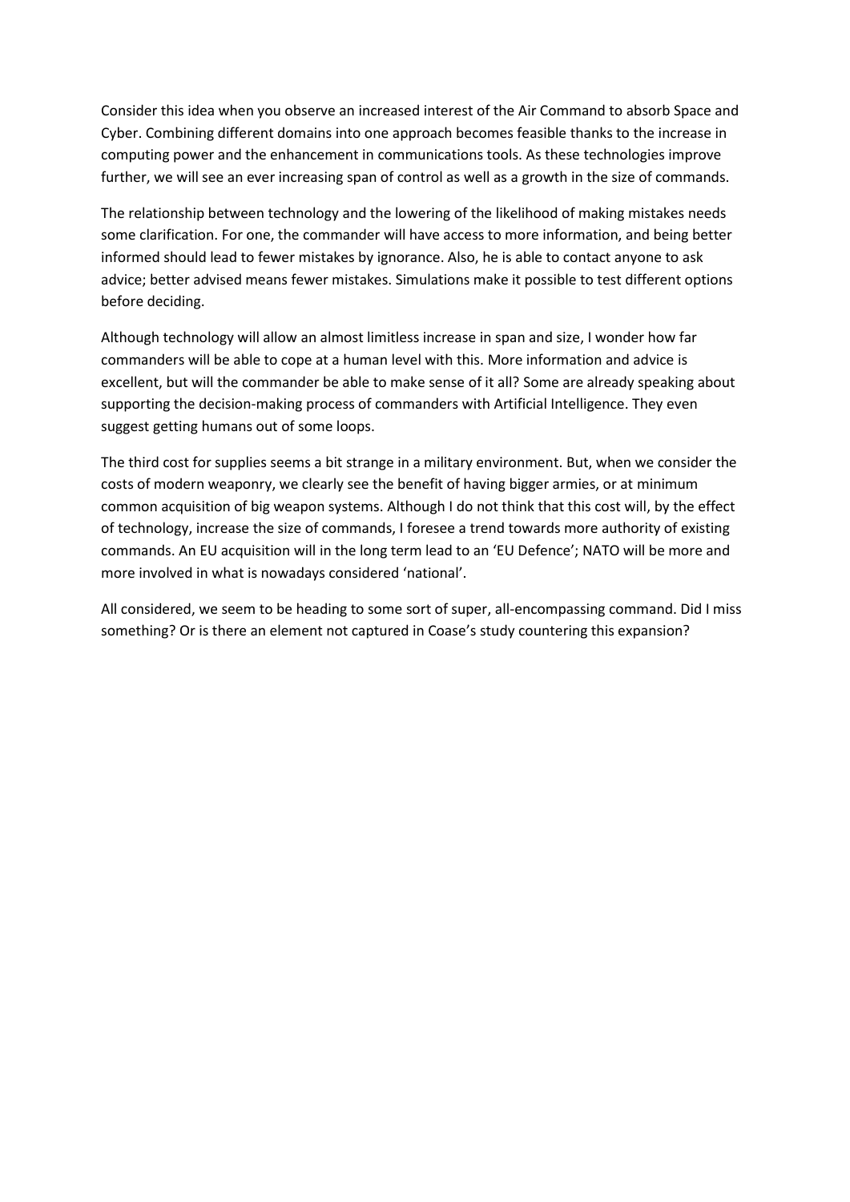Consider this idea when you observe an increased interest of the Air Command to absorb Space and Cyber. Combining different domains into one approach becomes feasible thanks to the increase in computing power and the enhancement in communications tools. As these technologies improve further, we will see an ever increasing span of control as well as a growth in the size of commands.

The relationship between technology and the lowering of the likelihood of making mistakes needs some clarification. For one, the commander will have access to more information, and being better informed should lead to fewer mistakes by ignorance. Also, he is able to contact anyone to ask advice; better advised means fewer mistakes. Simulations make it possible to test different options before deciding.

Although technology will allow an almost limitless increase in span and size, I wonder how far commanders will be able to cope at a human level with this. More information and advice is excellent, but will the commander be able to make sense of it all? Some are already speaking about supporting the decision-making process of commanders with Artificial Intelligence. They even suggest getting humans out of some loops.

The third cost for supplies seems a bit strange in a military environment. But, when we consider the costs of modern weaponry, we clearly see the benefit of having bigger armies, or at minimum common acquisition of big weapon systems. Although I do not think that this cost will, by the effect of technology, increase the size of commands, I foresee a trend towards more authority of existing commands. An EU acquisition will in the long term lead to an 'EU Defence'; NATO will be more and more involved in what is nowadays considered 'national'.

All considered, we seem to be heading to some sort of super, all-encompassing command. Did I miss something? Or is there an element not captured in Coase's study countering this expansion?